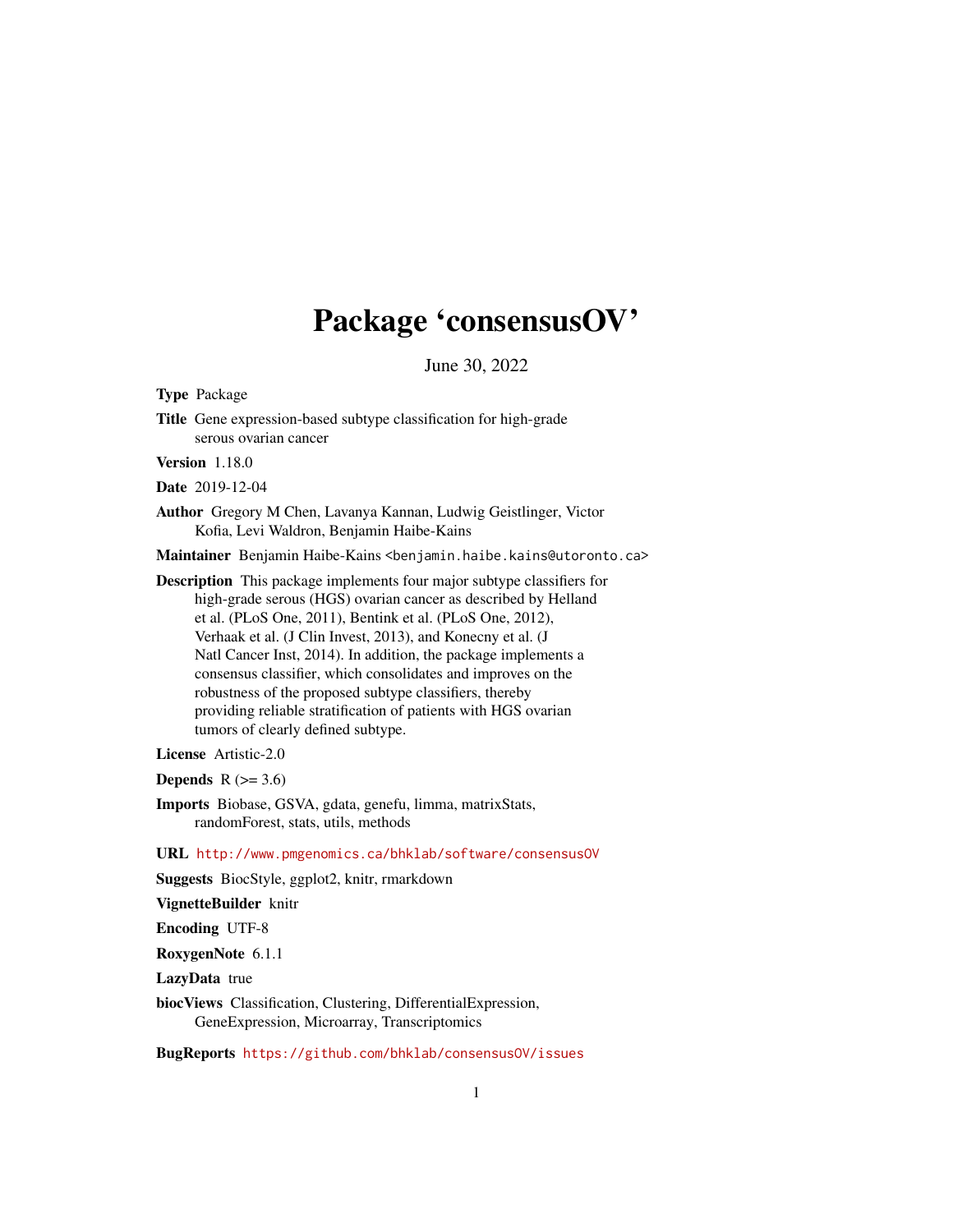# Package 'consensusOV'

June 30, 2022

**Type** Package

**Title** Gene expression-based subtype classification for high-grade serous ovarian cancer

**Version** 1.18.0

**Date** 2019-12-04

**Author** Gregory M Chen, Lavanya Kannan, Ludwig Geistlinger, Victor Kofia, Levi Waldron, Benjamin Haibe-Kains

**Maintainer** Benjamin Haibe-Kains <benjamin.haibe.kains@utoronto.ca>

**Description** This package implements four major subtype classifiers for high-grade serous (HGS) ovarian cancer as described by Helland et al. (PLoS One, 2011), Bentink et al. (PLoS One, 2012), Verhaak et al. (J Clin Invest, 2013), and Konecny et al. (J Natl Cancer Inst, 2014). In addition, the package implements a consensus classifier, which consolidates and improves on the robustness of the proposed subtype classifiers, thereby providing reliable stratification of patients with HGS ovarian tumors of clearly defined subtype.

**License** Artistic-2.0

**Depends** R (>= 3.6)

**Imports** Biobase, GSVA, gdata, genefu, limma, matrixStats, randomForest, stats, utils, methods

**URL** http://www.pmgenomics.ca/bhklab/software/consensusOV

**Suggests** BiocStyle, ggplot2, knitr, rmarkdown

**VignetteBuilder** knitr

**Encoding** UTF-8

**RoxygenNote** 6.1.1

**LazyData** true

**biocViews** Classification, Clustering, DifferentialExpression, GeneExpression, Microarray, Transcriptomics

**BugReports** https://github.com/bhklab/consensusOV/issues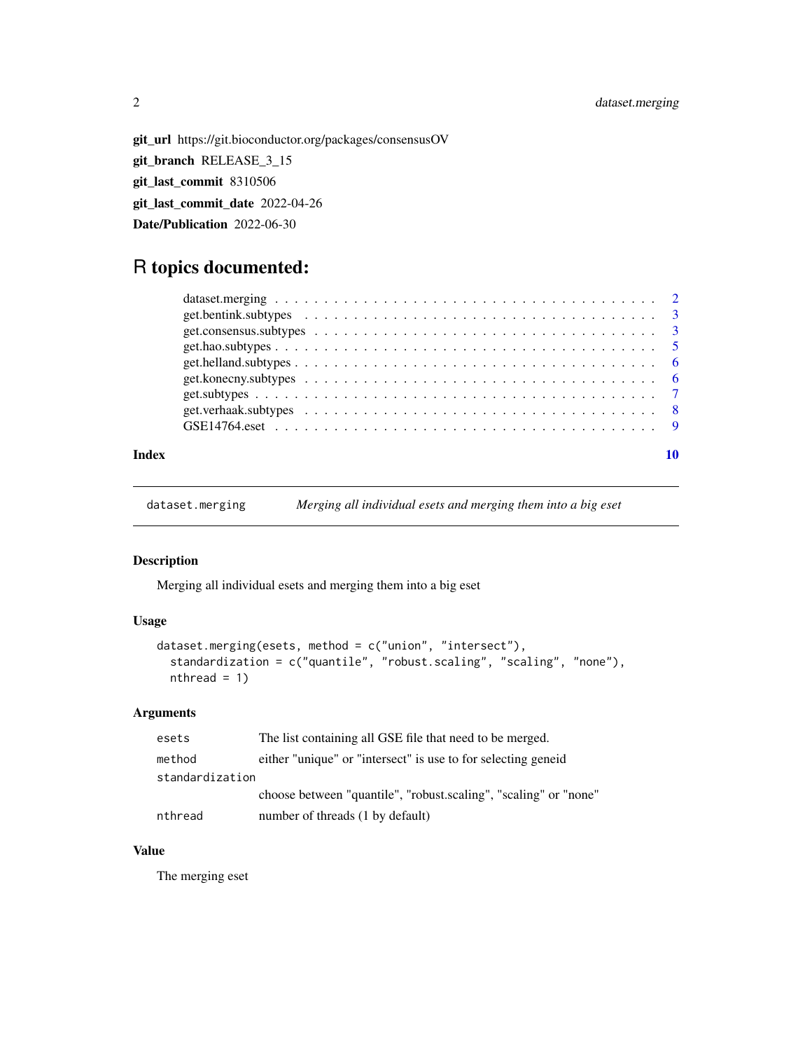**git_url** https://git.bioconductor.org/packages/consensusOV

**git_branch** RELEASE_3_15

**git_last_commit** 8310506

**git_last_commit_date** 2022-04-26

**Date/Publication** 2022-06-30

# R topics documented:

| | |
|---|---|
| dataset.merging | 2 |
| get.bentink.subtypes | 3 |
| get.consensus.subtypes | 3 |
| get.hao.subtypes | 5 |
| get.helland.subtypes | 6 |
| get.konecny.subtypes | 6 |
| get.subtypes | 7 |
| get.verhaak.subtypes | 8 |
| GSE14764.eset | 9 |
| **Index** | **10** |

---

`dataset.merging` *Merging all individual esets and merging them into a big eset*

---

### Description

Merging all individual esets and merging them into a big eset

### Usage

```
dataset.merging(esets, method = c("union", "intersect"),
  standardization = c("quantile", "robust.scaling", "scaling", "none"),
  nthread = 1)
```

### Arguments

| | |
|---|---|
| `esets` | The list containing all GSE file that need to be merged. |
| `method` | either "unique" or "intersect" is use to for selecting geneid |
| `standardization` | choose between "quantile", "robust.scaling", "scaling" or "none" |
| `nthread` | number of threads (1 by default) |

### Value

The merging eset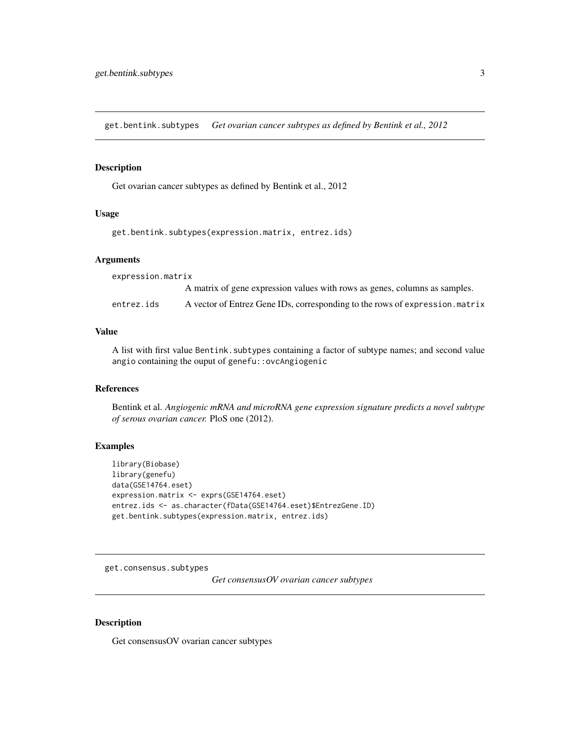## get.bentink.subtypes *Get ovarian cancer subtypes as defined by Bentink et al., 2012*

### Description

Get ovarian cancer subtypes as defined by Bentink et al., 2012

### Usage

```
get.bentink.subtypes(expression.matrix, entrez.ids)
```

### Arguments

| | |
|---|---|
| `expression.matrix` | A matrix of gene expression values with rows as genes, columns as samples. |
| `entrez.ids` | A vector of Entrez Gene IDs, corresponding to the rows of `expression.matrix` |

### Value

A list with first value `Bentink.subtypes` containing a factor of subtype names; and second value `angio` containing the ouput of `genefu::ovcAngiogenic`

### References

Bentink et al. *Angiogenic mRNA and microRNA gene expression signature predicts a novel subtype of serous ovarian cancer.* PloS one (2012).

### Examples

```
library(Biobase)
library(genefu)
data(GSE14764.eset)
expression.matrix <- exprs(GSE14764.eset)
entrez.ids <- as.character(fData(GSE14764.eset)$EntrezGene.ID)
get.bentink.subtypes(expression.matrix, entrez.ids)
```

## get.consensus.subtypes *Get consensusOV ovarian cancer subtypes*

### Description

Get consensusOV ovarian cancer subtypes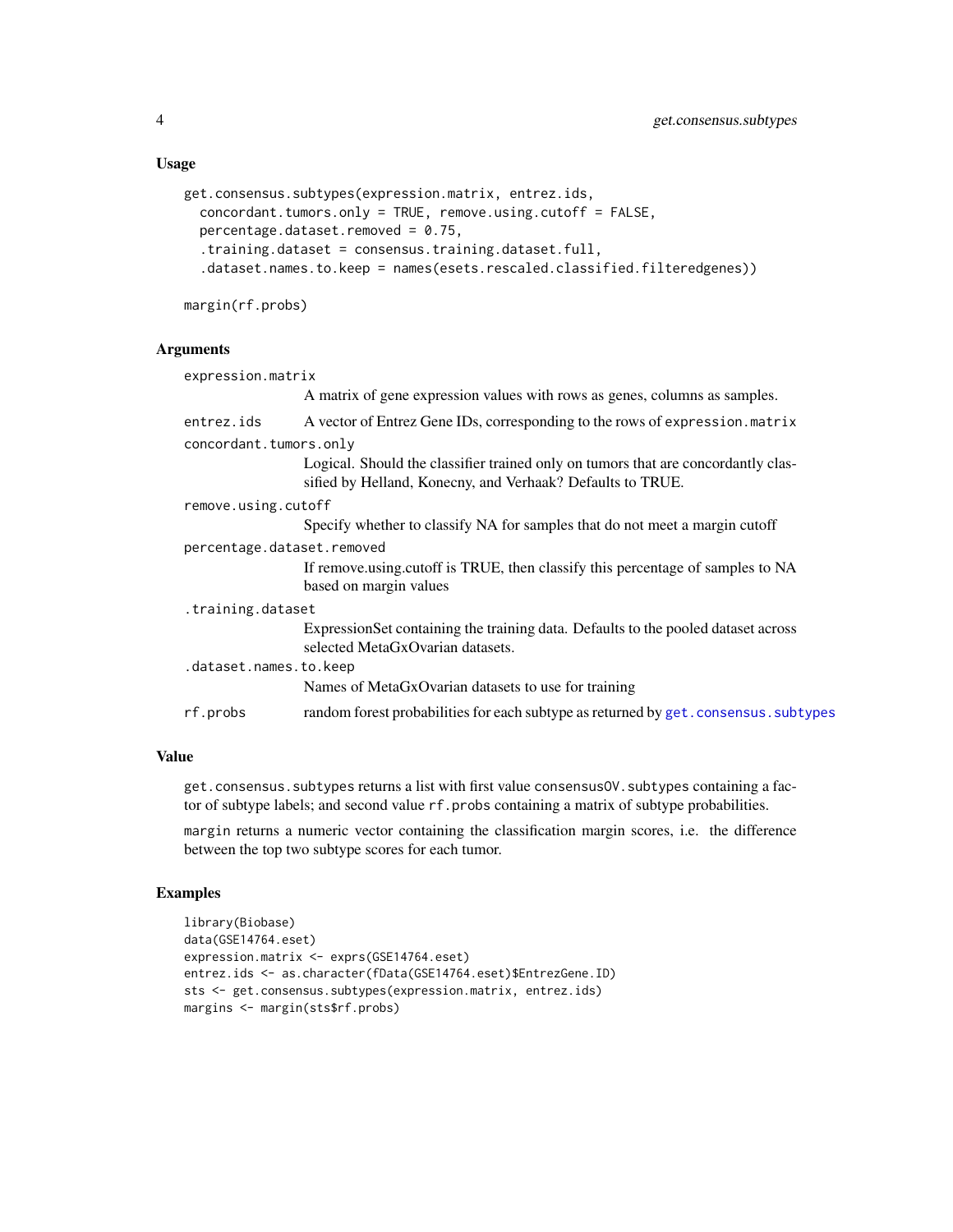## Usage

```
get.consensus.subtypes(expression.matrix, entrez.ids,
  concordant.tumors.only = TRUE, remove.using.cutoff = FALSE,
  percentage.dataset.removed = 0.75,
  .training.dataset = consensus.training.dataset.full,
  .dataset.names.to.keep = names(esets.rescaled.classified.filteredgenes))

margin(rf.probs)
```

## Arguments

- `expression.matrix`
  A matrix of gene expression values with rows as genes, columns as samples.
- `entrez.ids`
  A vector of Entrez Gene IDs, corresponding to the rows of `expression.matrix`
- `concordant.tumors.only`
  Logical. Should the classifier trained only on tumors that are concordantly classified by Helland, Konecny, and Verhaak? Defaults to TRUE.
- `remove.using.cutoff`
  Specify whether to classify NA for samples that do not meet a margin cutoff
- `percentage.dataset.removed`
  If remove.using.cutoff is TRUE, then classify this percentage of samples to NA based on margin values
- `.training.dataset`
  ExpressionSet containing the training data. Defaults to the pooled dataset across selected MetaGxOvarian datasets.
- `.dataset.names.to.keep`
  Names of MetaGxOvarian datasets to use for training
- `rf.probs`
  random forest probabilities for each subtype as returned by `get.consensus.subtypes`

## Value

`get.consensus.subtypes` returns a list with first value `consensusOV.subtypes` containing a factor of subtype labels; and second value `rf.probs` containing a matrix of subtype probabilities.

`margin` returns a numeric vector containing the classification margin scores, i.e. the difference between the top two subtype scores for each tumor.

## Examples

```
library(Biobase)
data(GSE14764.eset)
expression.matrix <- exprs(GSE14764.eset)
entrez.ids <- as.character(fData(GSE14764.eset)$EntrezGene.ID)
sts <- get.consensus.subtypes(expression.matrix, entrez.ids)
margins <- margin(sts$rf.probs)
```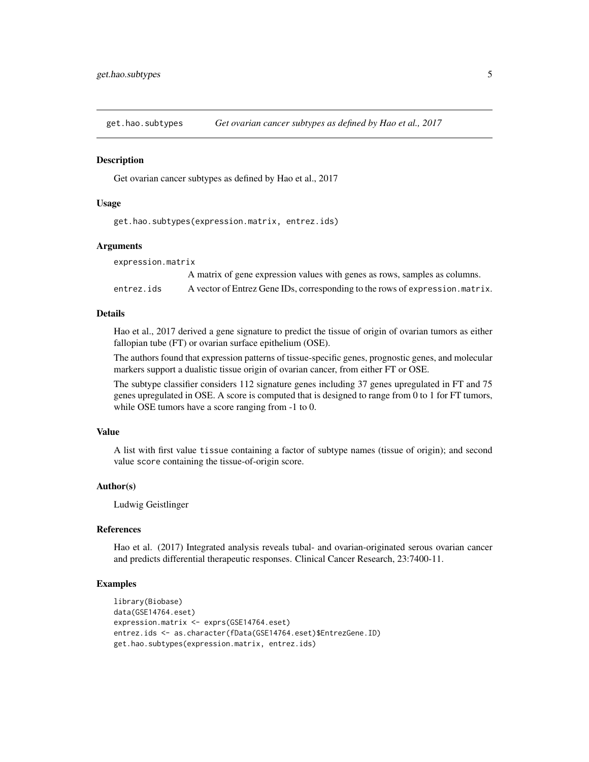## get.hao.subtypes — *Get ovarian cancer subtypes as defined by Hao et al., 2017*

### Description

Get ovarian cancer subtypes as defined by Hao et al., 2017

### Usage

```
get.hao.subtypes(expression.matrix, entrez.ids)
```

### Arguments

| | |
|---|---|
| `expression.matrix` | A matrix of gene expression values with genes as rows, samples as columns. |
| `entrez.ids` | A vector of Entrez Gene IDs, corresponding to the rows of `expression.matrix`. |

### Details

Hao et al., 2017 derived a gene signature to predict the tissue of origin of ovarian tumors as either fallopian tube (FT) or ovarian surface epithelium (OSE).

The authors found that expression patterns of tissue-specific genes, prognostic genes, and molecular markers support a dualistic tissue origin of ovarian cancer, from either FT or OSE.

The subtype classifier considers 112 signature genes including 37 genes upregulated in FT and 75 genes upregulated in OSE. A score is computed that is designed to range from 0 to 1 for FT tumors, while OSE tumors have a score ranging from -1 to 0.

### Value

A list with first value `tissue` containing a factor of subtype names (tissue of origin); and second value `score` containing the tissue-of-origin score.

### Author(s)

Ludwig Geistlinger

### References

Hao et al. (2017) Integrated analysis reveals tubal- and ovarian-originated serous ovarian cancer and predicts differential therapeutic responses. Clinical Cancer Research, 23:7400-11.

### Examples

```
library(Biobase)
data(GSE14764.eset)
expression.matrix <- exprs(GSE14764.eset)
entrez.ids <- as.character(fData(GSE14764.eset)$EntrezGene.ID)
get.hao.subtypes(expression.matrix, entrez.ids)
```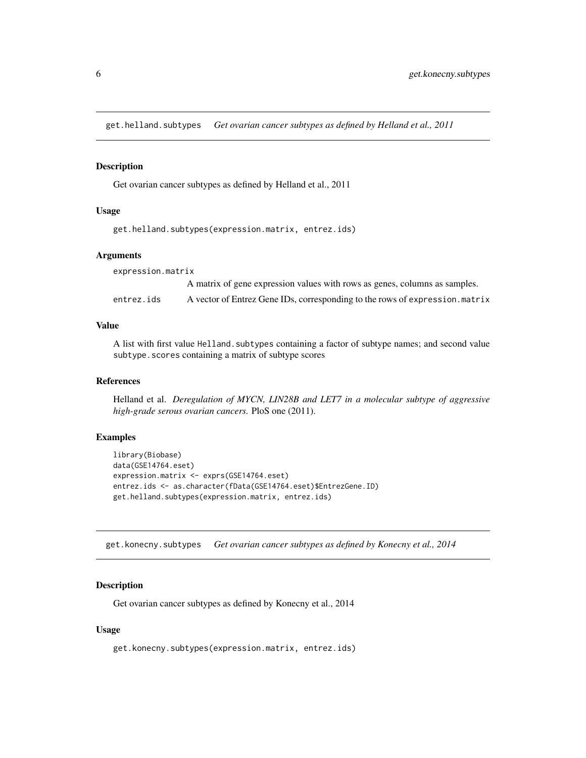## get.helland.subtypes *Get ovarian cancer subtypes as defined by Helland et al., 2011*

### Description

Get ovarian cancer subtypes as defined by Helland et al., 2011

### Usage

```
get.helland.subtypes(expression.matrix, entrez.ids)
```

### Arguments

| | |
|---|---|
| `expression.matrix` | A matrix of gene expression values with rows as genes, columns as samples. |
| `entrez.ids` | A vector of Entrez Gene IDs, corresponding to the rows of `expression.matrix` |

### Value

A list with first value `Helland.subtypes` containing a factor of subtype names; and second value `subtype.scores` containing a matrix of subtype scores

### References

Helland et al. *Deregulation of MYCN, LIN28B and LET7 in a molecular subtype of aggressive high-grade serous ovarian cancers.* PloS one (2011).

### Examples

```
library(Biobase)
data(GSE14764.eset)
expression.matrix <- exprs(GSE14764.eset)
entrez.ids <- as.character(fData(GSE14764.eset)$EntrezGene.ID)
get.helland.subtypes(expression.matrix, entrez.ids)
```

## get.konecny.subtypes *Get ovarian cancer subtypes as defined by Konecny et al., 2014*

### Description

Get ovarian cancer subtypes as defined by Konecny et al., 2014

### Usage

```
get.konecny.subtypes(expression.matrix, entrez.ids)
```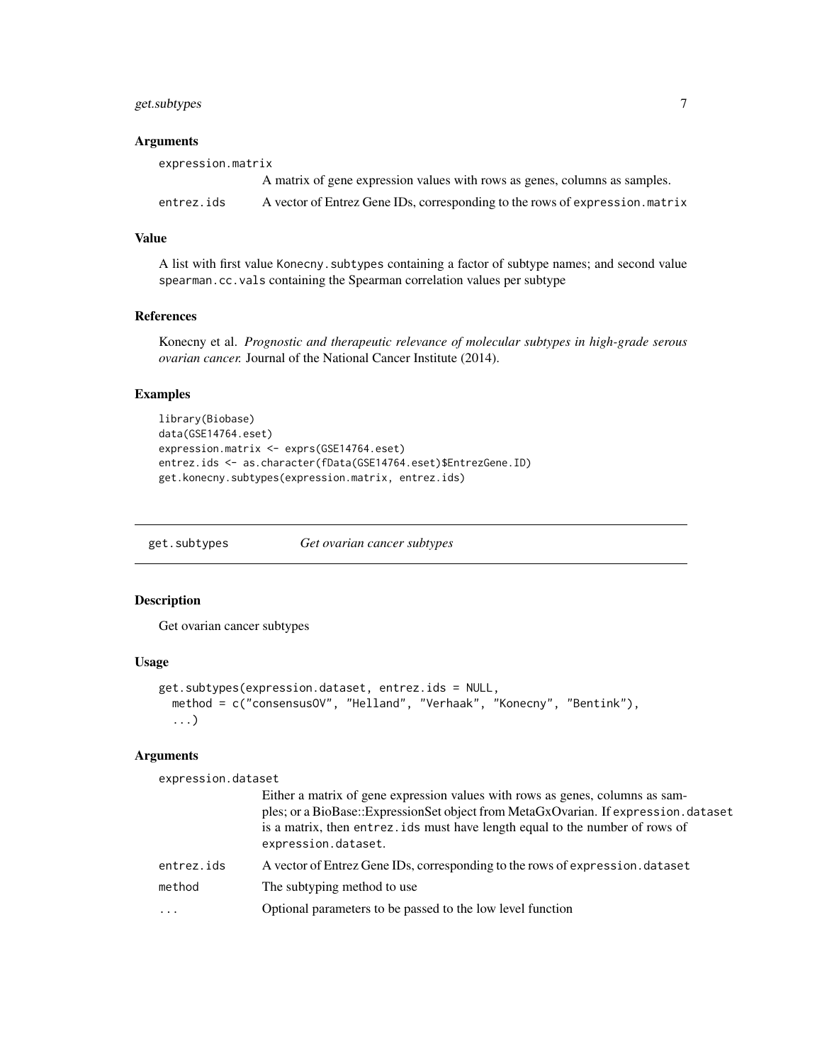### Arguments

| | |
|---|---|
| expression.matrix | A matrix of gene expression values with rows as genes, columns as samples. |
| entrez.ids | A vector of Entrez Gene IDs, corresponding to the rows of `expression.matrix` |

### Value

A list with first value `Konecny.subtypes` containing a factor of subtype names; and second value `spearman.cc.vals` containing the Spearman correlation values per subtype

### References

Konecny et al. *Prognostic and therapeutic relevance of molecular subtypes in high-grade serous ovarian cancer.* Journal of the National Cancer Institute (2014).

### Examples

```
library(Biobase)
data(GSE14764.eset)
expression.matrix <- exprs(GSE14764.eset)
entrez.ids <- as.character(fData(GSE14764.eset)$EntrezGene.ID)
get.konecny.subtypes(expression.matrix, entrez.ids)
```

---

## get.subtypes *Get ovarian cancer subtypes*

---

### Description

Get ovarian cancer subtypes

### Usage

```
get.subtypes(expression.dataset, entrez.ids = NULL,
  method = c("consensusOV", "Helland", "Verhaak", "Konecny", "Bentink"),
  ...)
```

### Arguments

| | |
|---|---|
| expression.dataset | Either a matrix of gene expression values with rows as genes, columns as samples; or a BioBase::ExpressionSet object from MetaGxOvarian. If `expression.dataset` is a matrix, then `entrez.ids` must have length equal to the number of rows of `expression.dataset`. |
| entrez.ids | A vector of Entrez Gene IDs, corresponding to the rows of `expression.dataset` |
| method | The subtyping method to use |
| ... | Optional parameters to be passed to the low level function |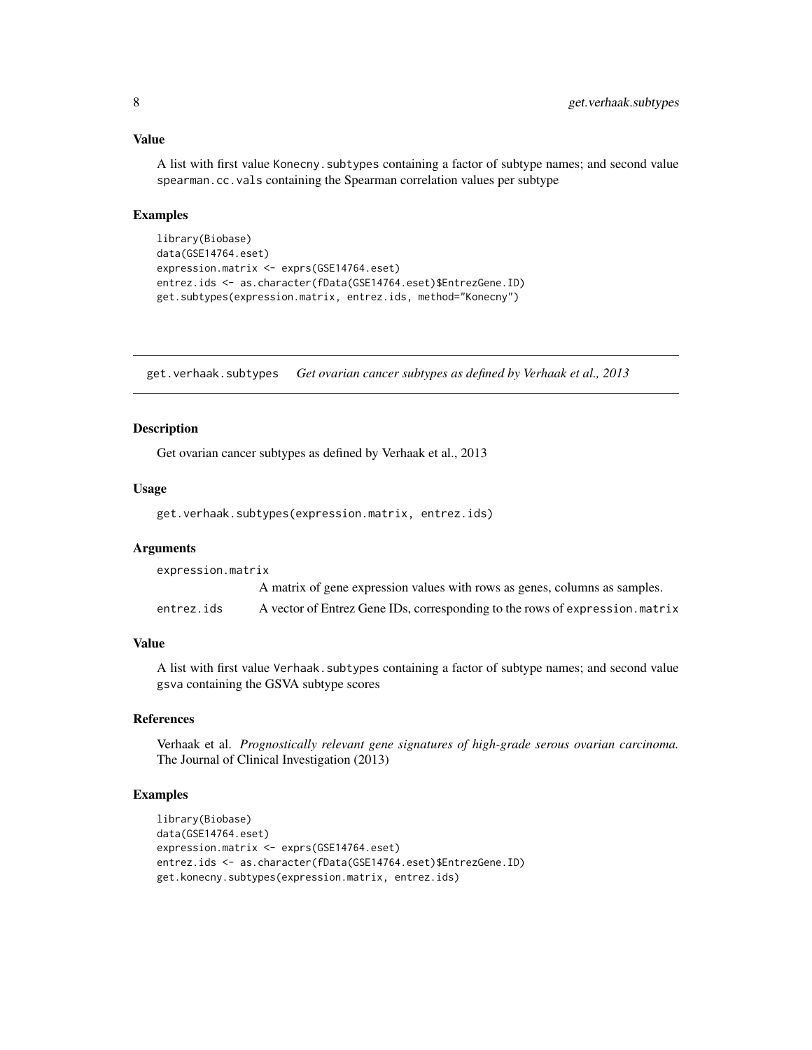### Value

A list with first value Konecny.subtypes containing a factor of subtype names; and second value spearman.cc.vals containing the Spearman correlation values per subtype

### Examples

```
library(Biobase)
data(GSE14764.eset)
expression.matrix <- exprs(GSE14764.eset)
entrez.ids <- as.character(fData(GSE14764.eset)$EntrezGene.ID)
get.subtypes(expression.matrix, entrez.ids, method="Konecny")
```

---

## get.verhaak.subtypes *Get ovarian cancer subtypes as defined by Verhaak et al., 2013*

---

### Description

Get ovarian cancer subtypes as defined by Verhaak et al., 2013

### Usage

```
get.verhaak.subtypes(expression.matrix, entrez.ids)
```

### Arguments

| | |
|---|---|
| expression.matrix | A matrix of gene expression values with rows as genes, columns as samples. |
| entrez.ids | A vector of Entrez Gene IDs, corresponding to the rows of expression.matrix |

### Value

A list with first value Verhaak.subtypes containing a factor of subtype names; and second value gsva containing the GSVA subtype scores

### References

Verhaak et al. *Prognostically relevant gene signatures of high-grade serous ovarian carcinoma.* The Journal of Clinical Investigation (2013)

### Examples

```
library(Biobase)
data(GSE14764.eset)
expression.matrix <- exprs(GSE14764.eset)
entrez.ids <- as.character(fData(GSE14764.eset)$EntrezGene.ID)
get.konecny.subtypes(expression.matrix, entrez.ids)
```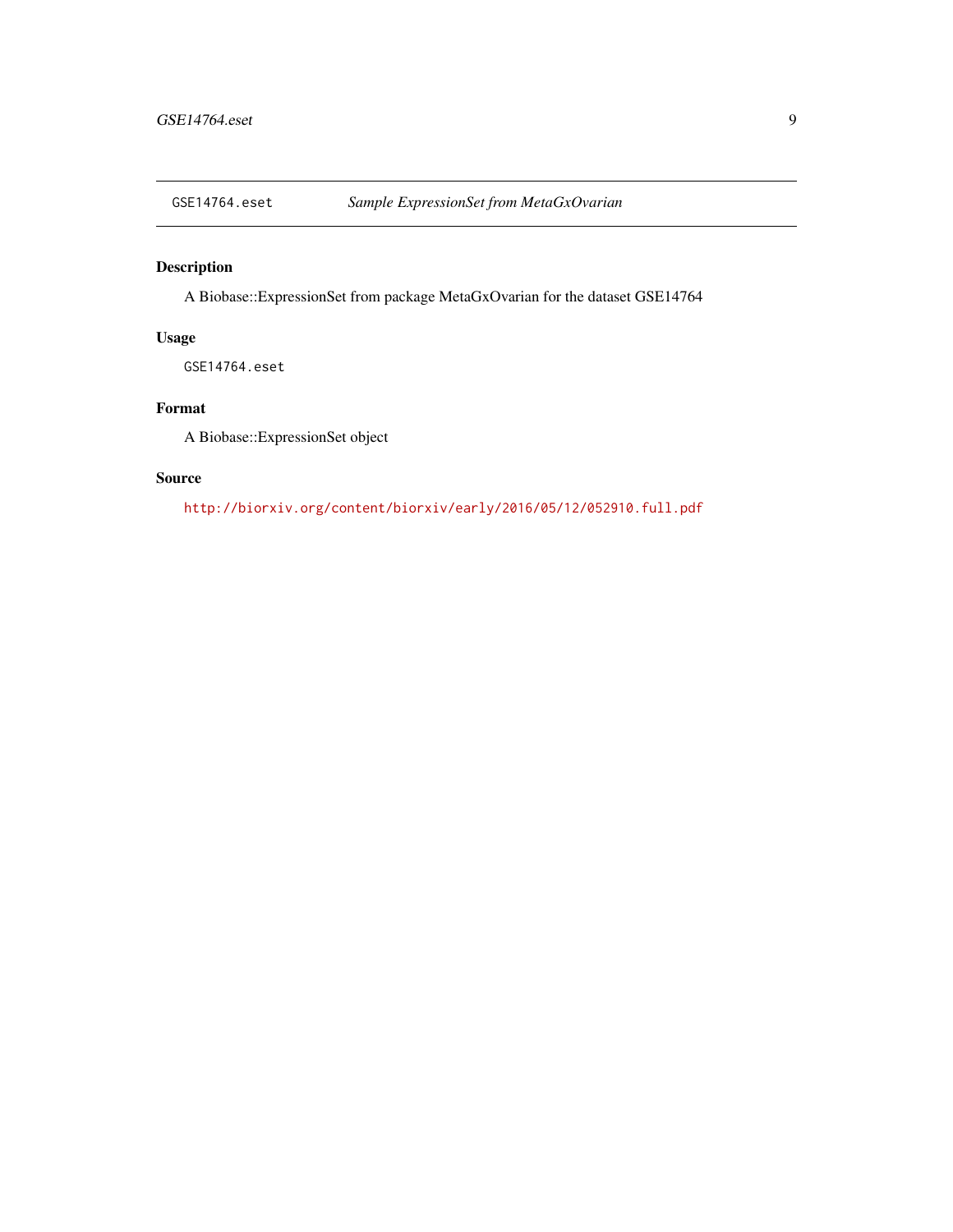## GSE14764.eset *Sample ExpressionSet from MetaGxOvarian*

### Description

A Biobase::ExpressionSet from package MetaGxOvarian for the dataset GSE14764

### Usage

```
GSE14764.eset
```

### Format

A Biobase::ExpressionSet object

### Source

http://biorxiv.org/content/biorxiv/early/2016/05/12/052910.full.pdf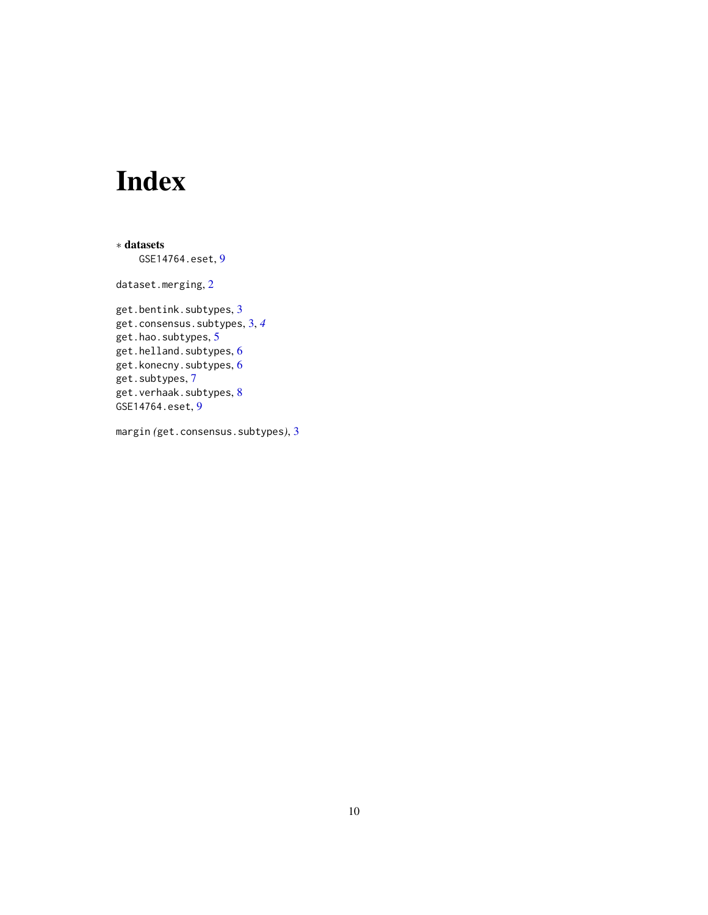# Index

∗ **datasets**
    GSE14764.eset, 9

dataset.merging, 2

get.bentink.subtypes, 3
get.consensus.subtypes, 3, *4*
get.hao.subtypes, 5
get.helland.subtypes, 6
get.konecny.subtypes, 6
get.subtypes, 7
get.verhaak.subtypes, 8
GSE14764.eset, 9

margin *(*get.consensus.subtypes*)*, 3